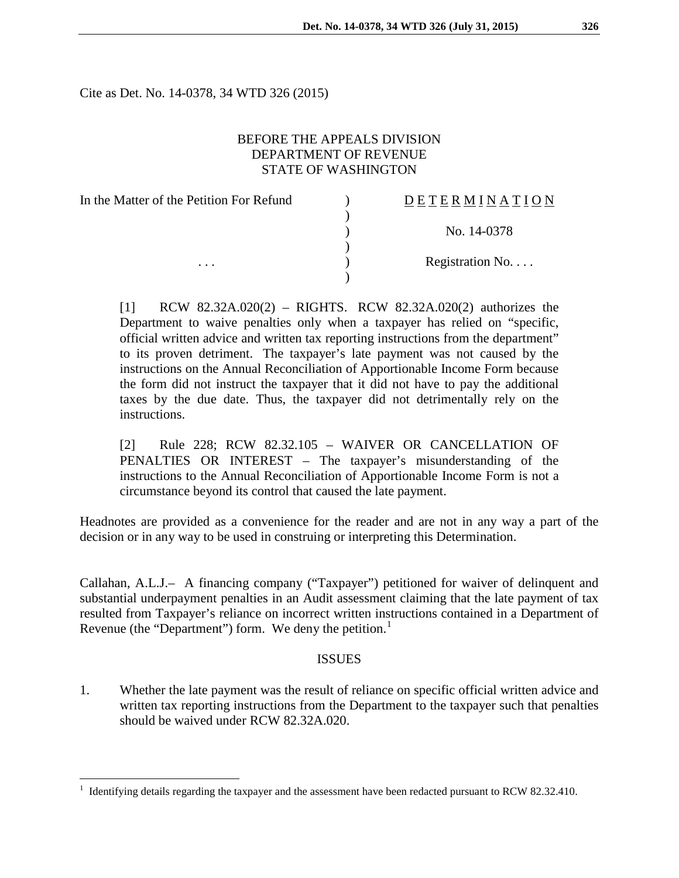Cite as Det. No. 14-0378, 34 WTD 326 (2015)

BEFORE THE APPEALS DIVISION
DEPARTMENT OF REVENUE
STATE OF WASHINGTON

| In the Matter of the Petition For Refund | ) | DETERMINATION |
|---|---|---|
| | ) | |
| | ) | No. 14-0378 |
| | ) | |
| . . . | ) | Registration No. . . . |
| | ) | |

[1] RCW 82.32A.020(2) – RIGHTS. RCW 82.32A.020(2) authorizes the Department to waive penalties only when a taxpayer has relied on "specific, official written advice and written tax reporting instructions from the department" to its proven detriment. The taxpayer's late payment was not caused by the instructions on the Annual Reconciliation of Apportionable Income Form because the form did not instruct the taxpayer that it did not have to pay the additional taxes by the due date. Thus, the taxpayer did not detrimentally rely on the instructions.

[2] Rule 228; RCW 82.32.105 – WAIVER OR CANCELLATION OF PENALTIES OR INTEREST – The taxpayer's misunderstanding of the instructions to the Annual Reconciliation of Apportionable Income Form is not a circumstance beyond its control that caused the late payment.

Headnotes are provided as a convenience for the reader and are not in any way a part of the decision or in any way to be used in construing or interpreting this Determination.

Callahan, A.L.J.– A financing company ("Taxpayer") petitioned for waiver of delinquent and substantial underpayment penalties in an Audit assessment claiming that the late payment of tax resulted from Taxpayer's reliance on incorrect written instructions contained in a Department of Revenue (the "Department") form. We deny the petition.[1]

## ISSUES

1. Whether the late payment was the result of reliance on specific official written advice and written tax reporting instructions from the Department to the taxpayer such that penalties should be waived under RCW 82.32A.020.

[1] Identifying details regarding the taxpayer and the assessment have been redacted pursuant to RCW 82.32.410.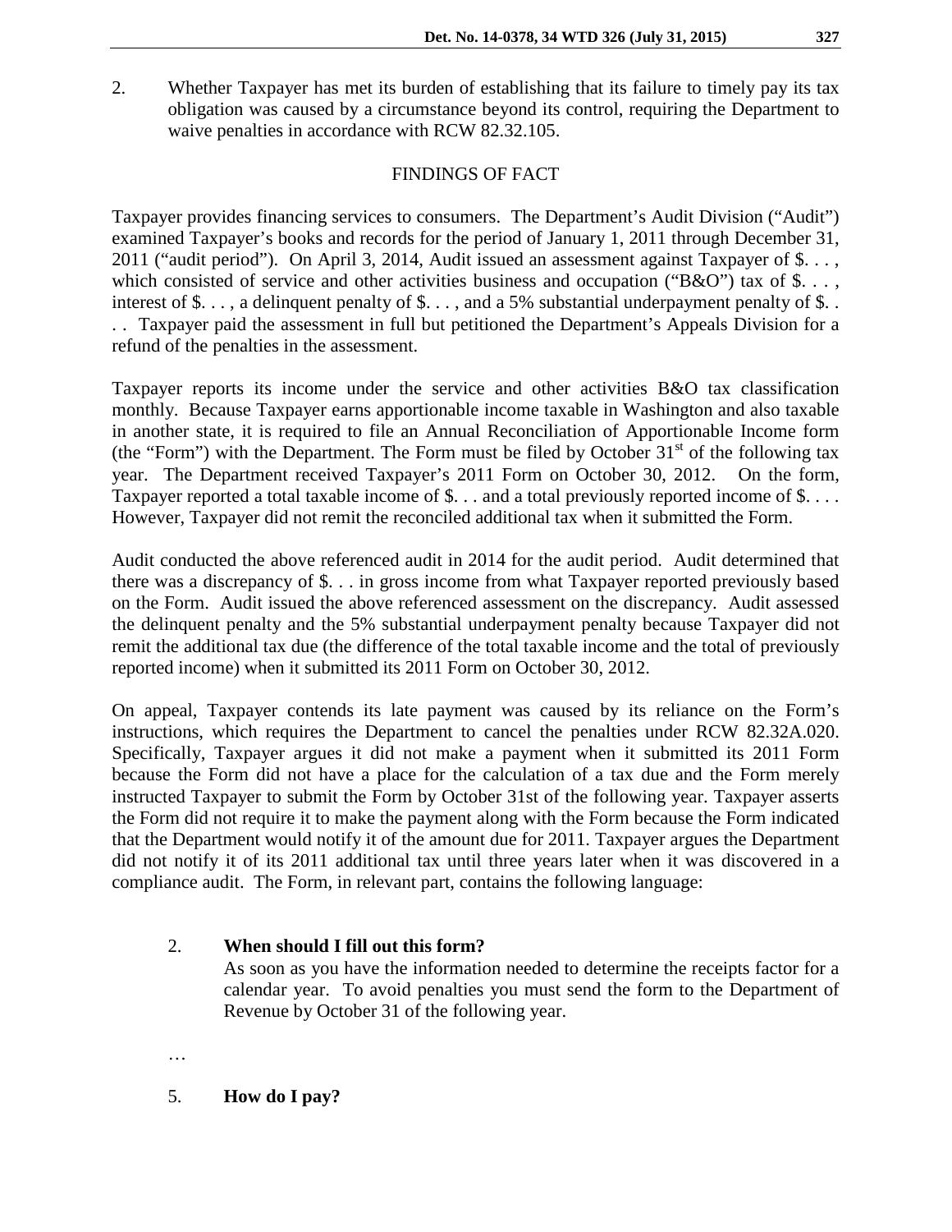2. Whether Taxpayer has met its burden of establishing that its failure to timely pay its tax obligation was caused by a circumstance beyond its control, requiring the Department to waive penalties in accordance with RCW 82.32.105.

## FINDINGS OF FACT

Taxpayer provides financing services to consumers. The Department's Audit Division ("Audit") examined Taxpayer's books and records for the period of January 1, 2011 through December 31, 2011 ("audit period"). On April 3, 2014, Audit issued an assessment against Taxpayer of $. . . , which consisted of service and other activities business and occupation ("B&O") tax of $. . . , interest of $. . . , a delinquent penalty of $. . . , and a 5% substantial underpayment penalty of $. . . . Taxpayer paid the assessment in full but petitioned the Department's Appeals Division for a refund of the penalties in the assessment.

Taxpayer reports its income under the service and other activities B&O tax classification monthly. Because Taxpayer earns apportionable income taxable in Washington and also taxable in another state, it is required to file an Annual Reconciliation of Apportionable Income form (the "Form") with the Department. The Form must be filed by October 31st of the following tax year. The Department received Taxpayer's 2011 Form on October 30, 2012. On the form, Taxpayer reported a total taxable income of $. . . and a total previously reported income of $. . . . However, Taxpayer did not remit the reconciled additional tax when it submitted the Form.

Audit conducted the above referenced audit in 2014 for the audit period. Audit determined that there was a discrepancy of $. . . in gross income from what Taxpayer reported previously based on the Form. Audit issued the above referenced assessment on the discrepancy. Audit assessed the delinquent penalty and the 5% substantial underpayment penalty because Taxpayer did not remit the additional tax due (the difference of the total taxable income and the total of previously reported income) when it submitted its 2011 Form on October 30, 2012.

On appeal, Taxpayer contends its late payment was caused by its reliance on the Form's instructions, which requires the Department to cancel the penalties under RCW 82.32A.020. Specifically, Taxpayer argues it did not make a payment when it submitted its 2011 Form because the Form did not have a place for the calculation of a tax due and the Form merely instructed Taxpayer to submit the Form by October 31st of the following year. Taxpayer asserts the Form did not require it to make the payment along with the Form because the Form indicated that the Department would notify it of the amount due for 2011. Taxpayer argues the Department did not notify it of its 2011 additional tax until three years later when it was discovered in a compliance audit. The Form, in relevant part, contains the following language:

> 2. **When should I fill out this form?**
>
> As soon as you have the information needed to determine the receipts factor for a calendar year. To avoid penalties you must send the form to the Department of Revenue by October 31 of the following year.
>
> …
>
> 5. **How do I pay?**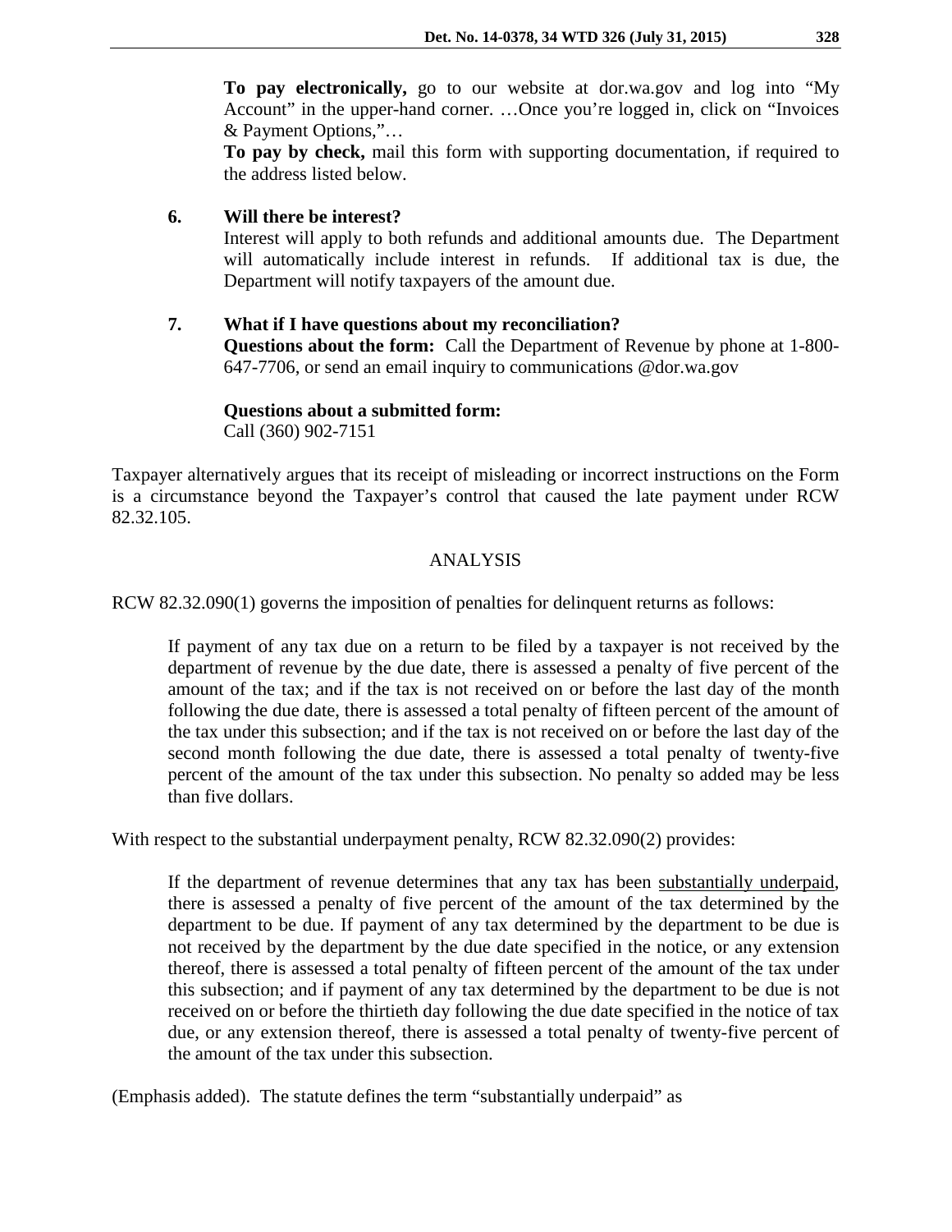> **To pay electronically,** go to our website at dor.wa.gov and log into "My Account" in the upper-hand corner. …Once you're logged in, click on "Invoices & Payment Options,"…
>
> **To pay by check,** mail this form with supporting documentation, if required to the address listed below.
>
> **6. Will there be interest?**
>
> Interest will apply to both refunds and additional amounts due. The Department will automatically include interest in refunds. If additional tax is due, the Department will notify taxpayers of the amount due.
>
> **7. What if I have questions about my reconciliation?**
>
> **Questions about the form:** Call the Department of Revenue by phone at 1-800-647-7706, or send an email inquiry to communications @dor.wa.gov
>
> **Questions about a submitted form:**
> Call (360) 902-7151

Taxpayer alternatively argues that its receipt of misleading or incorrect instructions on the Form is a circumstance beyond the Taxpayer's control that caused the late payment under RCW 82.32.105.

## ANALYSIS

RCW 82.32.090(1) governs the imposition of penalties for delinquent returns as follows:

> If payment of any tax due on a return to be filed by a taxpayer is not received by the department of revenue by the due date, there is assessed a penalty of five percent of the amount of the tax; and if the tax is not received on or before the last day of the month following the due date, there is assessed a total penalty of fifteen percent of the amount of the tax under this subsection; and if the tax is not received on or before the last day of the second month following the due date, there is assessed a total penalty of twenty-five percent of the amount of the tax under this subsection. No penalty so added may be less than five dollars.

With respect to the substantial underpayment penalty, RCW 82.32.090(2) provides:

> If the department of revenue determines that any tax has been <u>substantially underpaid</u>, there is assessed a penalty of five percent of the amount of the tax determined by the department to be due. If payment of any tax determined by the department to be due is not received by the department by the due date specified in the notice, or any extension thereof, there is assessed a total penalty of fifteen percent of the amount of the tax under this subsection; and if payment of any tax determined by the department to be due is not received on or before the thirtieth day following the due date specified in the notice of tax due, or any extension thereof, there is assessed a total penalty of twenty-five percent of the amount of the tax under this subsection.

(Emphasis added). The statute defines the term "substantially underpaid" as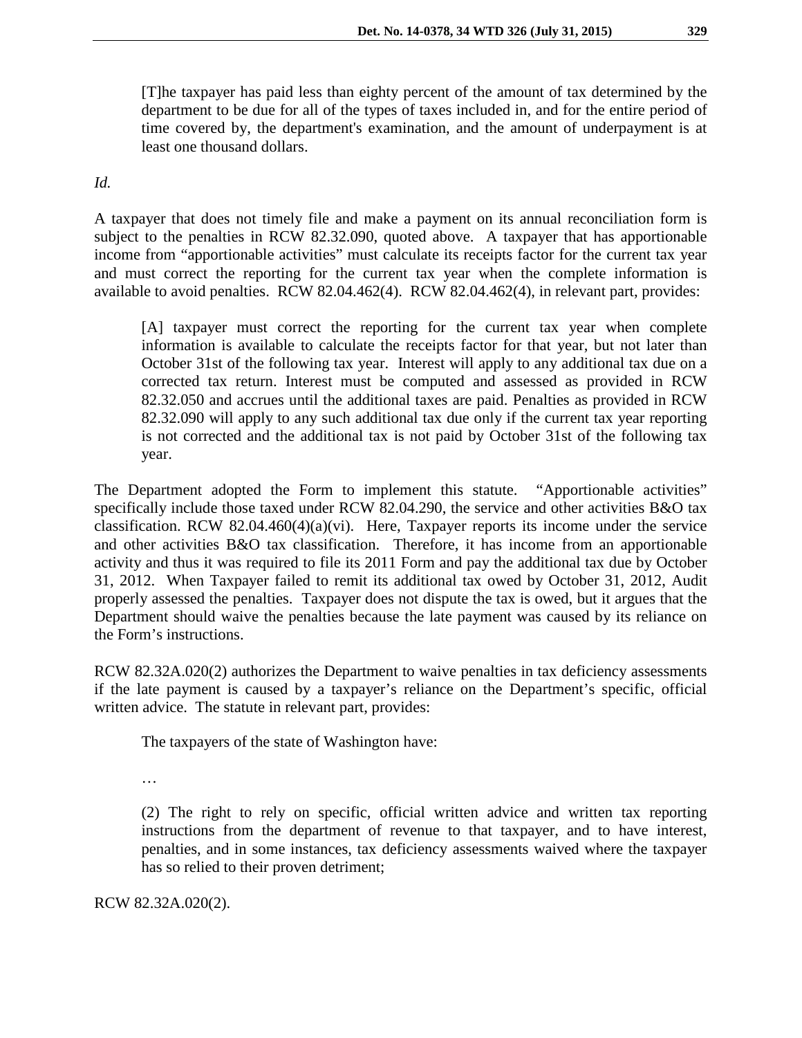> [T]he taxpayer has paid less than eighty percent of the amount of tax determined by the department to be due for all of the types of taxes included in, and for the entire period of time covered by, the department's examination, and the amount of underpayment is at least one thousand dollars.

*Id.*

A taxpayer that does not timely file and make a payment on its annual reconciliation form is subject to the penalties in RCW 82.32.090, quoted above. A taxpayer that has apportionable income from "apportionable activities" must calculate its receipts factor for the current tax year and must correct the reporting for the current tax year when the complete information is available to avoid penalties. RCW 82.04.462(4). RCW 82.04.462(4), in relevant part, provides:

> [A] taxpayer must correct the reporting for the current tax year when complete information is available to calculate the receipts factor for that year, but not later than October 31st of the following tax year. Interest will apply to any additional tax due on a corrected tax return. Interest must be computed and assessed as provided in RCW 82.32.050 and accrues until the additional taxes are paid. Penalties as provided in RCW 82.32.090 will apply to any such additional tax due only if the current tax year reporting is not corrected and the additional tax is not paid by October 31st of the following tax year.

The Department adopted the Form to implement this statute. "Apportionable activities" specifically include those taxed under RCW 82.04.290, the service and other activities B&O tax classification. RCW 82.04.460(4)(a)(vi). Here, Taxpayer reports its income under the service and other activities B&O tax classification. Therefore, it has income from an apportionable activity and thus it was required to file its 2011 Form and pay the additional tax due by October 31, 2012. When Taxpayer failed to remit its additional tax owed by October 31, 2012, Audit properly assessed the penalties. Taxpayer does not dispute the tax is owed, but it argues that the Department should waive the penalties because the late payment was caused by its reliance on the Form's instructions.

RCW 82.32A.020(2) authorizes the Department to waive penalties in tax deficiency assessments if the late payment is caused by a taxpayer's reliance on the Department's specific, official written advice. The statute in relevant part, provides:

> The taxpayers of the state of Washington have:
>
> …
>
> (2) The right to rely on specific, official written advice and written tax reporting instructions from the department of revenue to that taxpayer, and to have interest, penalties, and in some instances, tax deficiency assessments waived where the taxpayer has so relied to their proven detriment;

RCW 82.32A.020(2).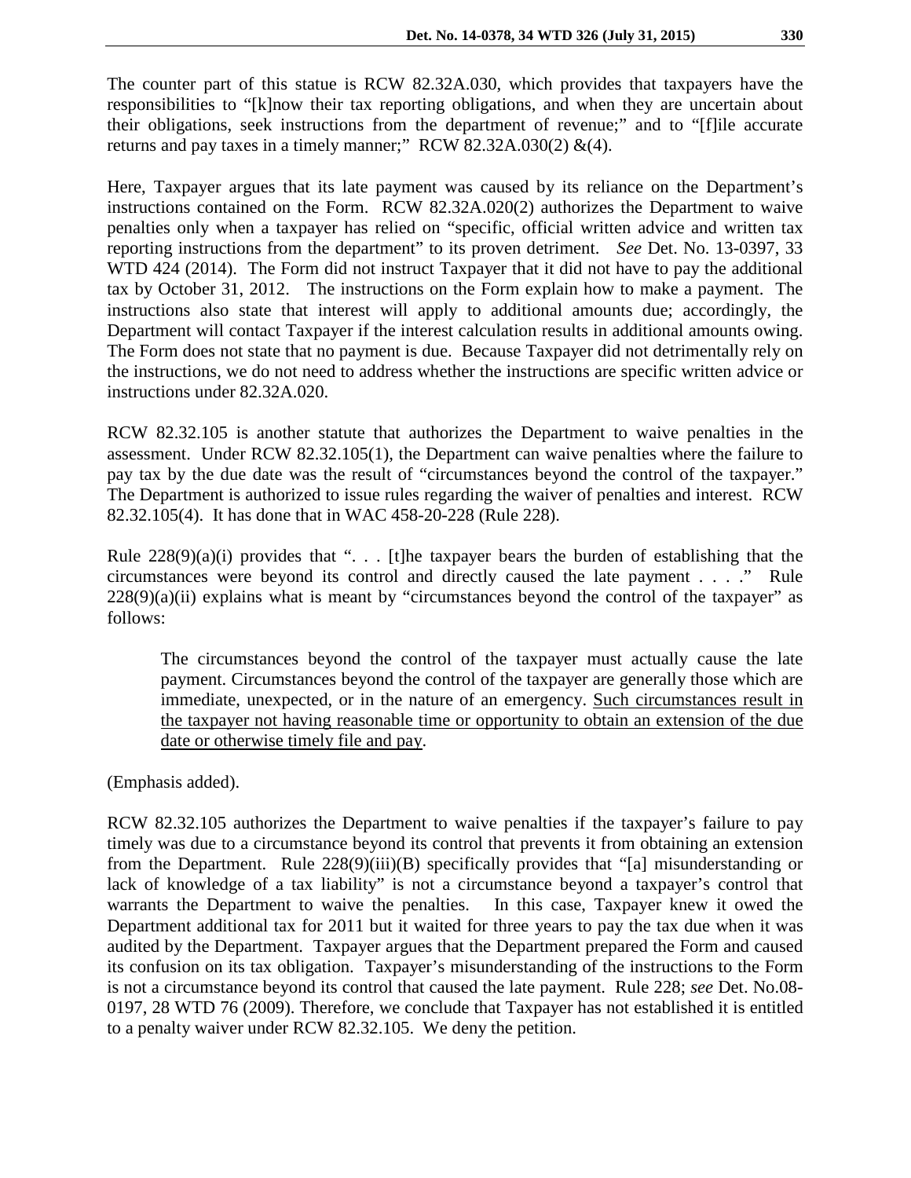The counter part of this statue is RCW 82.32A.030, which provides that taxpayers have the responsibilities to "[k]now their tax reporting obligations, and when they are uncertain about their obligations, seek instructions from the department of revenue;" and to "[f]ile accurate returns and pay taxes in a timely manner;" RCW 82.32A.030(2) &(4).

Here, Taxpayer argues that its late payment was caused by its reliance on the Department's instructions contained on the Form. RCW 82.32A.020(2) authorizes the Department to waive penalties only when a taxpayer has relied on "specific, official written advice and written tax reporting instructions from the department" to its proven detriment. *See* Det. No. 13-0397, 33 WTD 424 (2014). The Form did not instruct Taxpayer that it did not have to pay the additional tax by October 31, 2012. The instructions on the Form explain how to make a payment. The instructions also state that interest will apply to additional amounts due; accordingly, the Department will contact Taxpayer if the interest calculation results in additional amounts owing. The Form does not state that no payment is due. Because Taxpayer did not detrimentally rely on the instructions, we do not need to address whether the instructions are specific written advice or instructions under 82.32A.020.

RCW 82.32.105 is another statute that authorizes the Department to waive penalties in the assessment. Under RCW 82.32.105(1), the Department can waive penalties where the failure to pay tax by the due date was the result of "circumstances beyond the control of the taxpayer." The Department is authorized to issue rules regarding the waiver of penalties and interest. RCW 82.32.105(4). It has done that in WAC 458-20-228 (Rule 228).

Rule 228(9)(a)(i) provides that ". . . [t]he taxpayer bears the burden of establishing that the circumstances were beyond its control and directly caused the late payment . . . ." Rule 228(9)(a)(ii) explains what is meant by "circumstances beyond the control of the taxpayer" as follows:

> The circumstances beyond the control of the taxpayer must actually cause the late payment. Circumstances beyond the control of the taxpayer are generally those which are immediate, unexpected, or in the nature of an emergency. <u>Such circumstances result in the taxpayer not having reasonable time or opportunity to obtain an extension of the due date or otherwise timely file and pay</u>.

(Emphasis added).

RCW 82.32.105 authorizes the Department to waive penalties if the taxpayer's failure to pay timely was due to a circumstance beyond its control that prevents it from obtaining an extension from the Department. Rule 228(9)(iii)(B) specifically provides that "[a] misunderstanding or lack of knowledge of a tax liability" is not a circumstance beyond a taxpayer's control that warrants the Department to waive the penalties. In this case, Taxpayer knew it owed the Department additional tax for 2011 but it waited for three years to pay the tax due when it was audited by the Department. Taxpayer argues that the Department prepared the Form and caused its confusion on its tax obligation. Taxpayer's misunderstanding of the instructions to the Form is not a circumstance beyond its control that caused the late payment. Rule 228; *see* Det. No.08-0197, 28 WTD 76 (2009). Therefore, we conclude that Taxpayer has not established it is entitled to a penalty waiver under RCW 82.32.105. We deny the petition.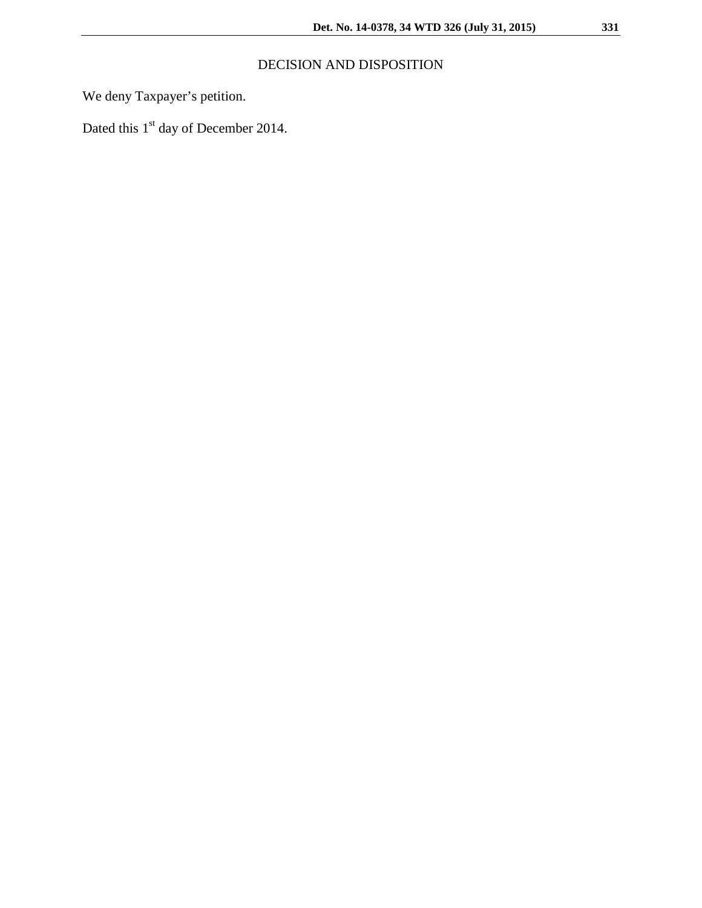## DECISION AND DISPOSITION

We deny Taxpayer's petition.

Dated this 1st day of December 2014.